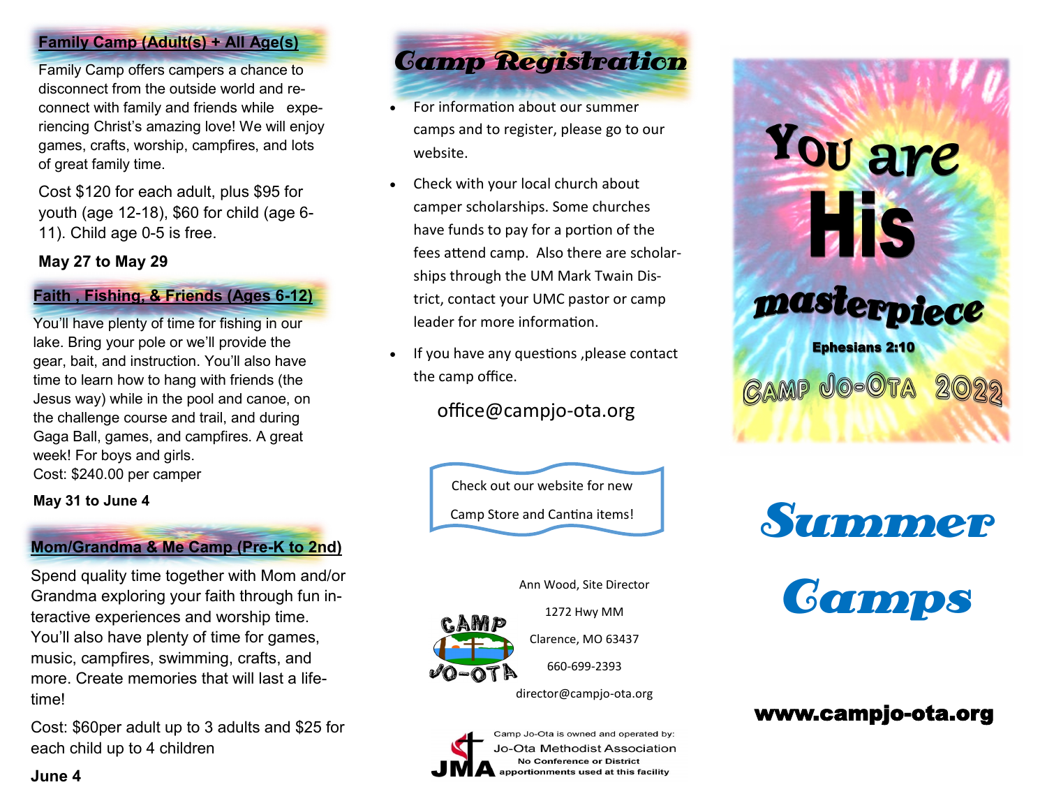## Family Camp (Adult(s) + All Age(s)

Family Camp offers campers a chance to disconnect from the outside world and re-connect with family and friends while experiencing Christ's amazing love! We will enjoy games, crafts, worship, campfires, and lots of great family time.

Cost $120 for each adult, plus $95 for youth (age 12-18), $60 for child (age 6-11). Child age 0-5 is free.

**May 27 to May 29**

## Faith , Fishing, & Friends (Ages 6-12)

You'll have plenty of time for fishing in our lake. Bring your pole or we'll provide the gear, bait, and instruction. You'll also have time to learn how to hang with friends (the Jesus way) while in the pool and canoe, on the challenge course and trail, and during Gaga Ball, games, and campfires. A great week! For boys and girls.
Cost: $240.00 per camper

**May 31 to June 4**

## Mom/Grandma & Me Camp (Pre-K to 2nd)

Spend quality time together with Mom and/or Grandma exploring your faith through fun interactive experiences and worship time. You'll also have plenty of time for games, music, campfires, swimming, crafts, and more. Create memories that will last a lifetime!

Cost: $60per adult up to 3 adults and $25 for each child up to 4 children

**June 4**

## Camp Registration

- For information about our summer camps and to register, please go to our website.
- Check with your local church about camper scholarships. Some churches have funds to pay for a portion of the fees attend camp. Also there are scholarships through the UM Mark Twain District, contact your UMC pastor or camp leader for more information.
- If you have any questions ,please contact the camp office.

office@campjo-ota.org

Check out our website for new Camp Store and Cantina items!

CAMP JO-OTA

Ann Wood, Site Director

1272 Hwy MM

Clarence, MO 63437

660-699-2393

director@campjo-ota.org

JMA — Camp Jo-Ota is owned and operated by: Jo-Ota Methodist Association
No Conference or District apportionments used at this facility

# You are His masterpiece

Ephesians 2:10

CAMP JO-OTA 2022

# Summer Camps

**www.campjo-ota.org**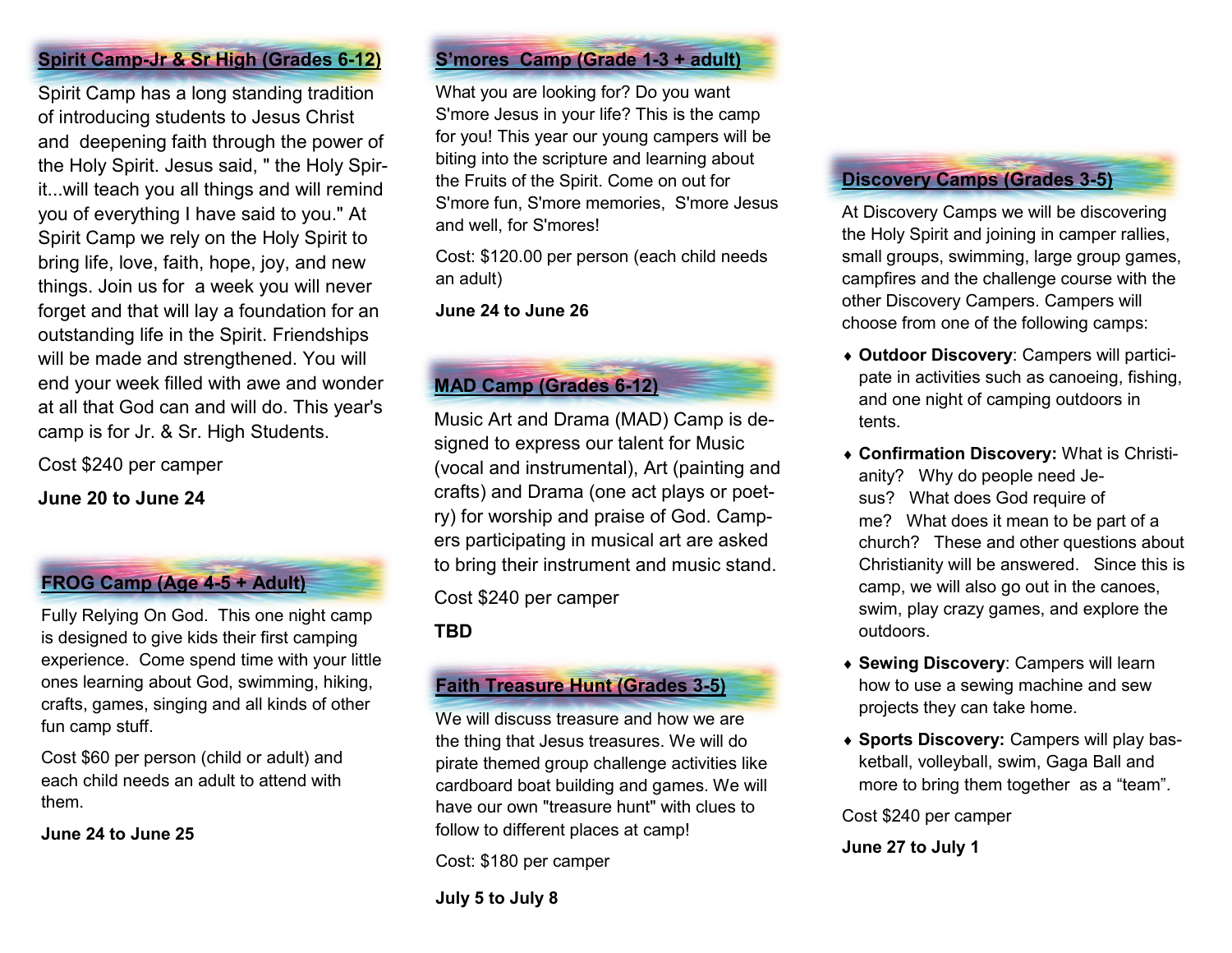## Spirit Camp-Jr & Sr High (Grades 6-12)

Spirit Camp has a long standing tradition of introducing students to Jesus Christ and deepening faith through the power of the Holy Spirit. Jesus said, " the Holy Spirit...will teach you all things and will remind you of everything I have said to you." At Spirit Camp we rely on the Holy Spirit to bring life, love, faith, hope, joy, and new things. Join us for a week you will never forget and that will lay a foundation for an outstanding life in the Spirit. Friendships will be made and strengthened. You will end your week filled with awe and wonder at all that God can and will do. This year's camp is for Jr. & Sr. High Students.

Cost $240 per camper

**June 20 to June 24**

## FROG Camp (Age 4-5 + Adult)

Fully Relying On God. This one night camp is designed to give kids their first camping experience. Come spend time with your little ones learning about God, swimming, hiking, crafts, games, singing and all kinds of other fun camp stuff.

Cost $60 per person (child or adult) and each child needs an adult to attend with them.

**June 24 to June 25**

## S'mores Camp (Grade 1-3 + adult)

What you are looking for? Do you want S'more Jesus in your life? This is the camp for you! This year our young campers will be biting into the scripture and learning about the Fruits of the Spirit. Come on out for S'more fun, S'more memories, S'more Jesus and well, for S'mores!

Cost: $120.00 per person (each child needs an adult)

**June 24 to June 26**

## MAD Camp (Grades 6-12)

Music Art and Drama (MAD) Camp is designed to express our talent for Music (vocal and instrumental), Art (painting and crafts) and Drama (one act plays or poetry) for worship and praise of God. Campers participating in musical art are asked to bring their instrument and music stand.

Cost $240 per camper

**TBD**

## Faith Treasure Hunt (Grades 3-5)

We will discuss treasure and how we are the thing that Jesus treasures. We will do pirate themed group challenge activities like cardboard boat building and games. We will have our own "treasure hunt" with clues to follow to different places at camp!

Cost: $180 per camper

**July 5 to July 8**

## Discovery Camps (Grades 3-5)

At Discovery Camps we will be discovering the Holy Spirit and joining in camper rallies, small groups, swimming, large group games, campfires and the challenge course with the other Discovery Campers. Campers will choose from one of the following camps:

- **Outdoor Discovery**: Campers will participate in activities such as canoeing, fishing, and one night of camping outdoors in tents.
- **Confirmation Discovery:** What is Christianity? Why do people need Jesus? What does God require of me? What does it mean to be part of a church? These and other questions about Christianity will be answered. Since this is camp, we will also go out in the canoes, swim, play crazy games, and explore the outdoors.
- **Sewing Discovery**: Campers will learn how to use a sewing machine and sew projects they can take home.
- **Sports Discovery:** Campers will play basketball, volleyball, swim, Gaga Ball and more to bring them together as a "team".

Cost $240 per camper

**June 27 to July 1**